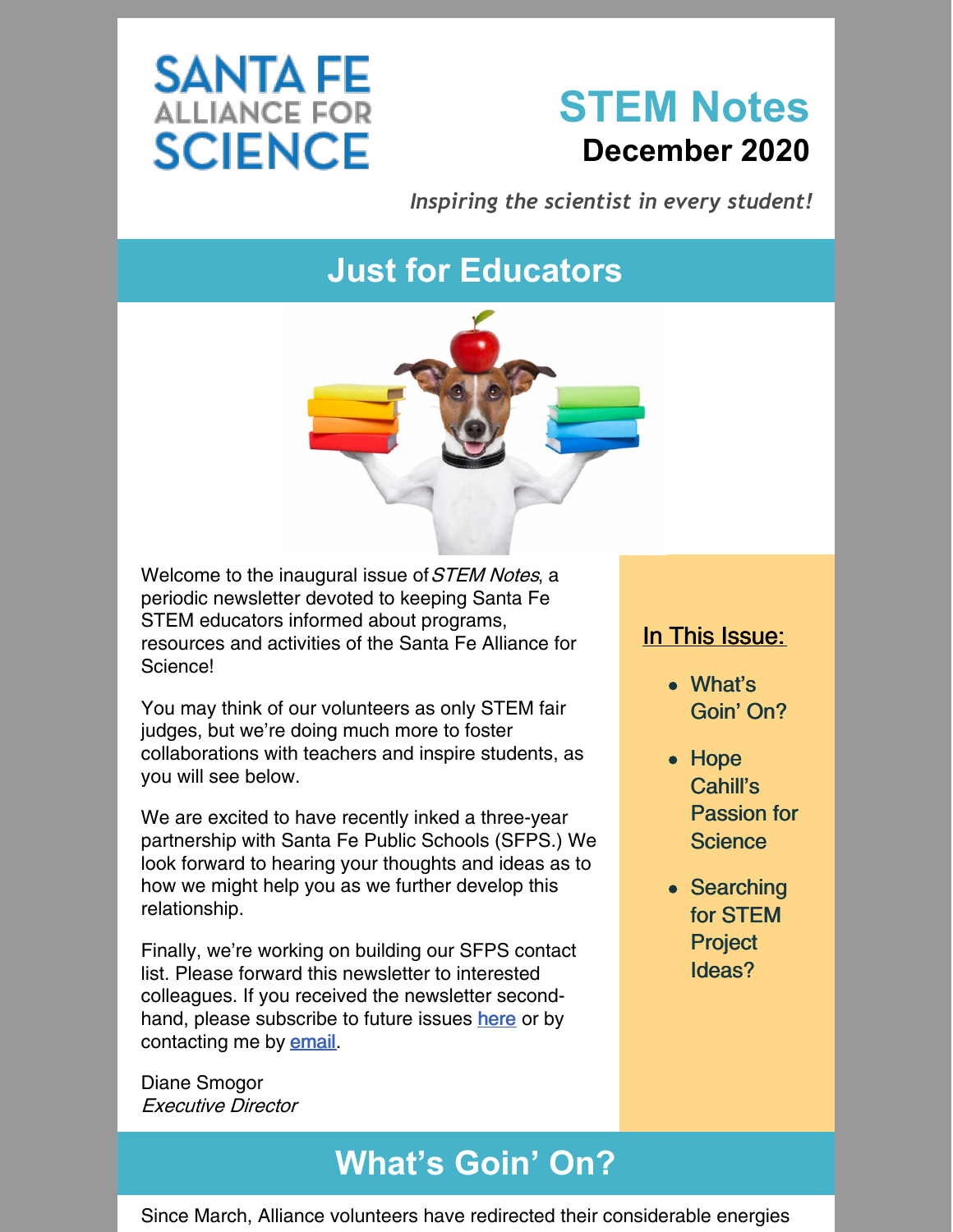SANTA FE ALLIANCE FOR SCIENCE

# STEM Notes

**December 2020**

*Inspiring the scientist in every student!*

## Just for Educators

Welcome to the inaugural issue of *STEM Notes*, a periodic newsletter devoted to keeping Santa Fe STEM educators informed about programs, resources and activities of the Santa Fe Alliance for Science!

You may think of our volunteers as only STEM fair judges, but we're doing much more to foster collaborations with teachers and inspire students, as you will see below.

We are excited to have recently inked a three-year partnership with Santa Fe Public Schools (SFPS.) We look forward to hearing your thoughts and ideas as to how we might help you as we further develop this relationship.

Finally, we're working on building our SFPS contact list. Please forward this newsletter to interested colleagues. If you received the newsletter second-hand, please subscribe to future issues here or by contacting me by email.

Diane Smogor
*Executive Director*

**In This Issue:**

- What's Goin' On?
- Hope Cahill's Passion for Science
- Searching for STEM Project Ideas?

## What's Goin' On?

Since March, Alliance volunteers have redirected their considerable energies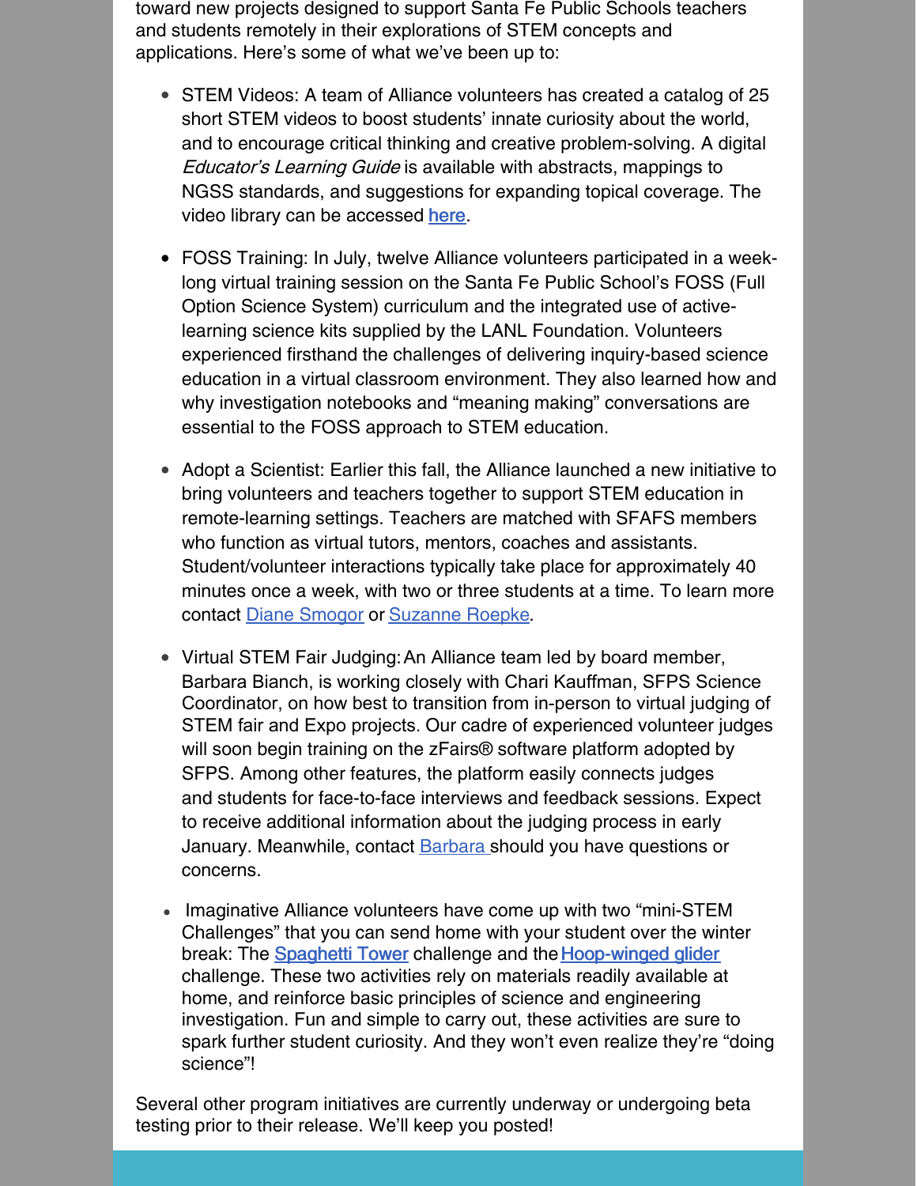toward new projects designed to support Santa Fe Public Schools teachers and students remotely in their explorations of STEM concepts and applications. Here's some of what we've been up to:

- STEM Videos: A team of Alliance volunteers has created a catalog of 25 short STEM videos to boost students' innate curiosity about the world, and to encourage critical thinking and creative problem-solving. A digital *Educator's Learning Guide* is available with abstracts, mappings to NGSS standards, and suggestions for expanding topical coverage. The video library can be accessed **here**.

- FOSS Training: In July, twelve Alliance volunteers participated in a week-long virtual training session on the Santa Fe Public School's FOSS (Full Option Science System) curriculum and the integrated use of active-learning science kits supplied by the LANL Foundation. Volunteers experienced firsthand the challenges of delivering inquiry-based science education in a virtual classroom environment. They also learned how and why investigation notebooks and "meaning making" conversations are essential to the FOSS approach to STEM education.

- Adopt a Scientist: Earlier this fall, the Alliance launched a new initiative to bring volunteers and teachers together to support STEM education in remote-learning settings. Teachers are matched with SFAFS members who function as virtual tutors, mentors, coaches and assistants. Student/volunteer interactions typically take place for approximately 40 minutes once a week, with two or three students at a time. To learn more contact Diane Smogor or Suzanne Roepke.

- Virtual STEM Fair Judging: An Alliance team led by board member, Barbara Bianch, is working closely with Chari Kauffman, SFPS Science Coordinator, on how best to transition from in-person to virtual judging of STEM fair and Expo projects. Our cadre of experienced volunteer judges will soon begin training on the zFairs® software platform adopted by SFPS. Among other features, the platform easily connects judges and students for face-to-face interviews and feedback sessions. Expect to receive additional information about the judging process in early January. Meanwhile, contact Barbara should you have questions or concerns.

- Imaginative Alliance volunteers have come up with two "mini-STEM Challenges" that you can send home with your student over the winter break: The Spaghetti Tower challenge and the Hoop-winged glider challenge. These two activities rely on materials readily available at home, and reinforce basic principles of science and engineering investigation. Fun and simple to carry out, these activities are sure to spark further student curiosity. And they won't even realize they're "doing science"!

Several other program initiatives are currently underway or undergoing beta testing prior to their release. We'll keep you posted!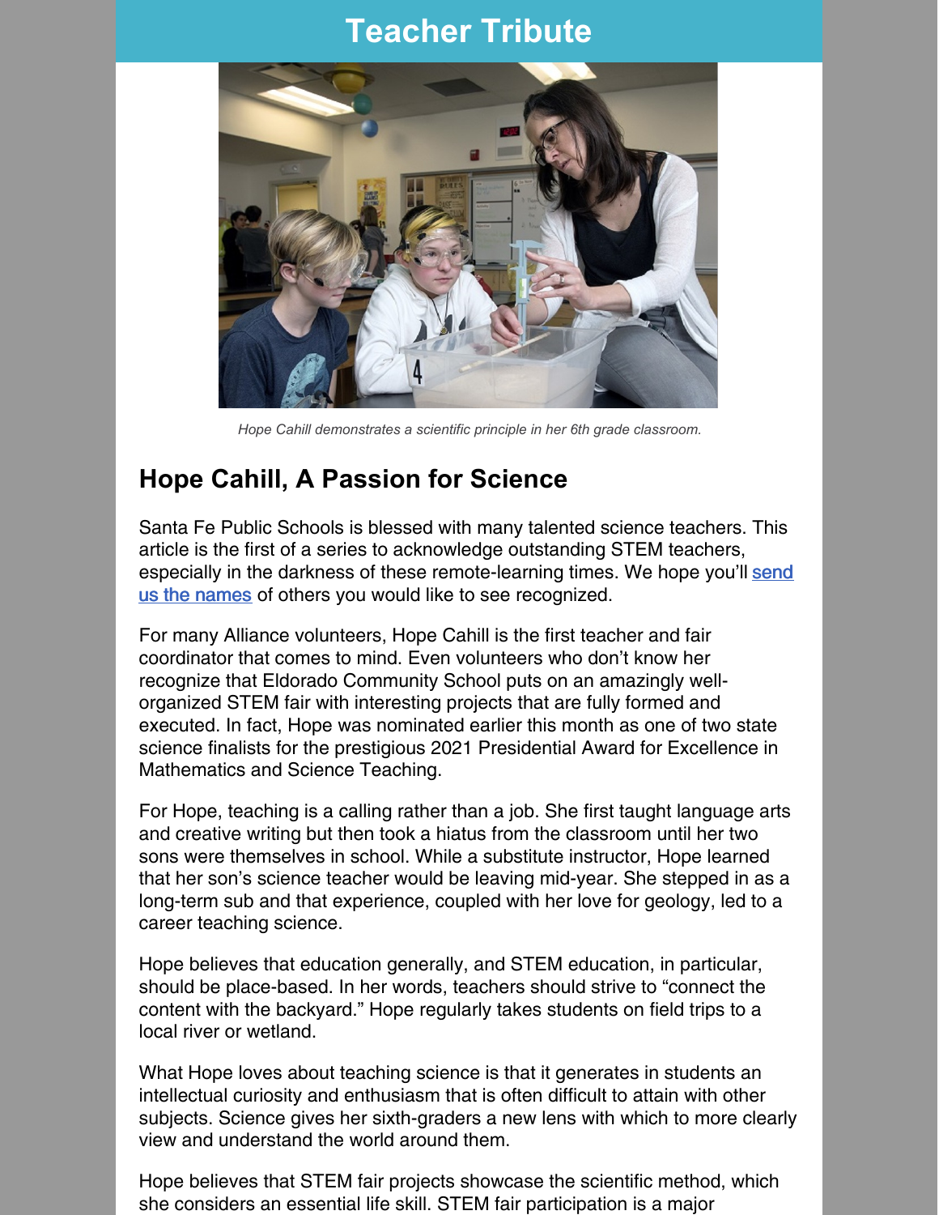# Teacher Tribute

*Hope Cahill demonstrates a scientific principle in her 6th grade classroom.*

## Hope Cahill, A Passion for Science

Santa Fe Public Schools is blessed with many talented science teachers. This article is the first of a series to acknowledge outstanding STEM teachers, especially in the darkness of these remote-learning times. We hope you'll [send us the names]() of others you would like to see recognized.

For many Alliance volunteers, Hope Cahill is the first teacher and fair coordinator that comes to mind. Even volunteers who don't know her recognize that Eldorado Community School puts on an amazingly well-organized STEM fair with interesting projects that are fully formed and executed. In fact, Hope was nominated earlier this month as one of two state science finalists for the prestigious 2021 Presidential Award for Excellence in Mathematics and Science Teaching.

For Hope, teaching is a calling rather than a job. She first taught language arts and creative writing but then took a hiatus from the classroom until her two sons were themselves in school. While a substitute instructor, Hope learned that her son's science teacher would be leaving mid-year. She stepped in as a long-term sub and that experience, coupled with her love for geology, led to a career teaching science.

Hope believes that education generally, and STEM education, in particular, should be place-based. In her words, teachers should strive to "connect the content with the backyard." Hope regularly takes students on field trips to a local river or wetland.

What Hope loves about teaching science is that it generates in students an intellectual curiosity and enthusiasm that is often difficult to attain with other subjects. Science gives her sixth-graders a new lens with which to more clearly view and understand the world around them.

Hope believes that STEM fair projects showcase the scientific method, which she considers an essential life skill. STEM fair participation is a major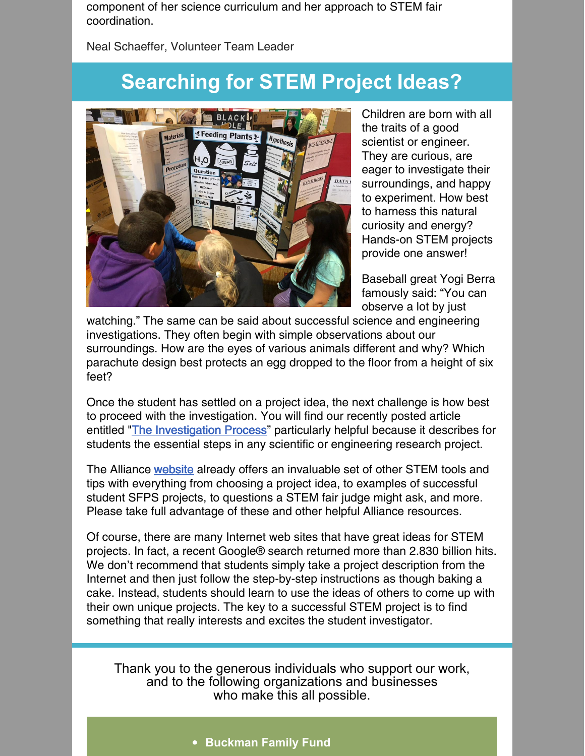component of her science curriculum and her approach to STEM fair coordination.

Neal Schaeffer, Volunteer Team Leader

## Searching for STEM Project Ideas?

Children are born with all the traits of a good scientist or engineer. They are curious, are eager to investigate their surroundings, and happy to experiment. How best to harness this natural curiosity and energy? Hands-on STEM projects provide one answer!

Baseball great Yogi Berra famously said: "You can observe a lot by just watching." The same can be said about successful science and engineering investigations. They often begin with simple observations about our surroundings. How are the eyes of various animals different and why? Which parachute design best protects an egg dropped to the floor from a height of six feet?

Once the student has settled on a project idea, the next challenge is how best to proceed with the investigation. You will find our recently posted article entitled "The Investigation Process" particularly helpful because it describes for students the essential steps in any scientific or engineering research project.

The Alliance website already offers an invaluable set of other STEM tools and tips with everything from choosing a project idea, to examples of successful student SFPS projects, to questions a STEM fair judge might ask, and more. Please take full advantage of these and other helpful Alliance resources.

Of course, there are many Internet web sites that have great ideas for STEM projects. In fact, a recent Google® search returned more than 2.830 billion hits. We don't recommend that students simply take a project description from the Internet and then just follow the step-by-step instructions as though baking a cake. Instead, students should learn to use the ideas of others to come up with their own unique projects. The key to a successful STEM project is to find something that really interests and excites the student investigator.

Thank you to the generous individuals who support our work, and to the following organizations and businesses who make this all possible.

- **Buckman Family Fund**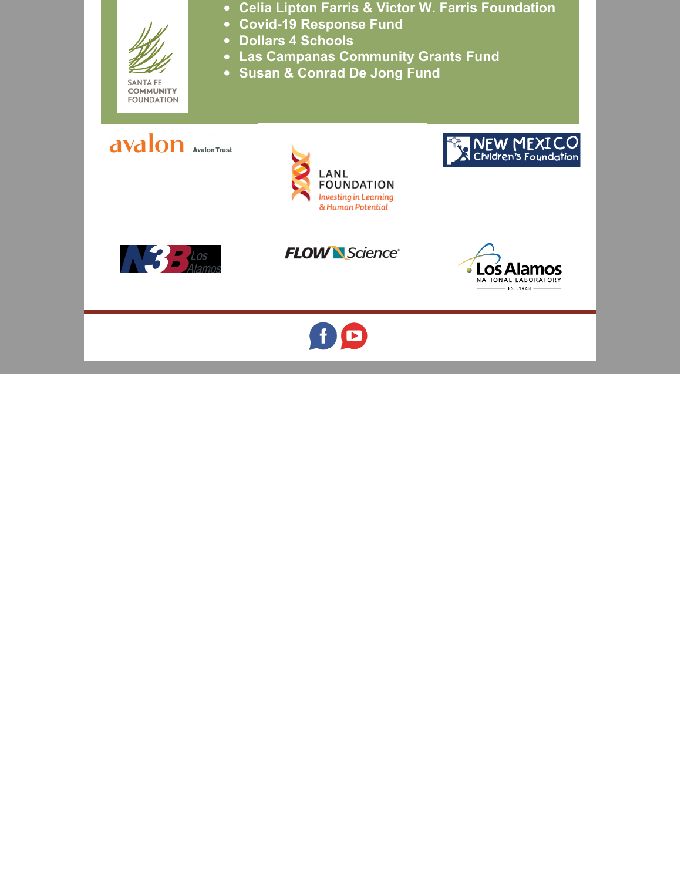- Celia Lipton Farris & Victor W. Farris Foundation
- Covid-19 Response Fund
- Dollars 4 Schools
- Las Campanas Community Grants Fund
- Susan & Conrad De Jong Fund